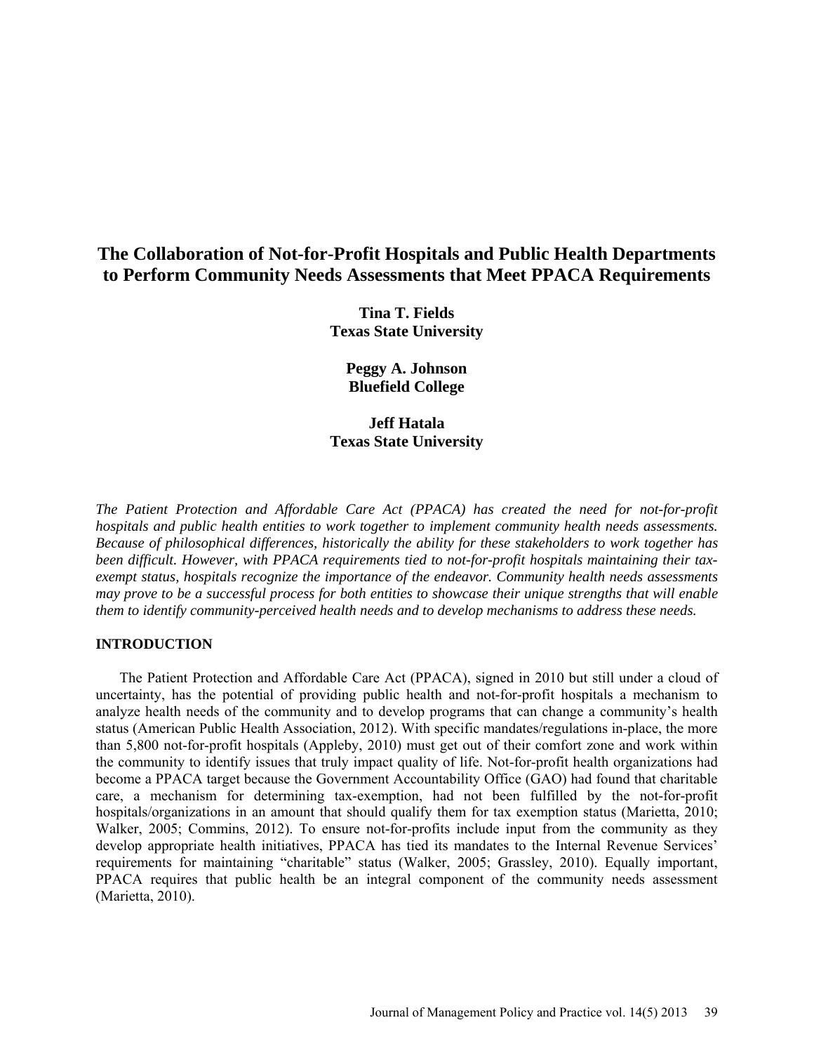# The Collaboration of Not-for-Profit Hospitals and Public Health Departments to Perform Community Needs Assessments that Meet PPACA Requirements

**Tina T. Fields**
**Texas State University**

**Peggy A. Johnson**
**Bluefield College**

**Jeff Hatala**
**Texas State University**

*The Patient Protection and Affordable Care Act (PPACA) has created the need for not-for-profit hospitals and public health entities to work together to implement community health needs assessments. Because of philosophical differences, historically the ability for these stakeholders to work together has been difficult. However, with PPACA requirements tied to not-for-profit hospitals maintaining their tax-exempt status, hospitals recognize the importance of the endeavor. Community health needs assessments may prove to be a successful process for both entities to showcase their unique strengths that will enable them to identify community-perceived health needs and to develop mechanisms to address these needs.*

## INTRODUCTION

The Patient Protection and Affordable Care Act (PPACA), signed in 2010 but still under a cloud of uncertainty, has the potential of providing public health and not-for-profit hospitals a mechanism to analyze health needs of the community and to develop programs that can change a community's health status (American Public Health Association, 2012). With specific mandates/regulations in-place, the more than 5,800 not-for-profit hospitals (Appleby, 2010) must get out of their comfort zone and work within the community to identify issues that truly impact quality of life. Not-for-profit health organizations had become a PPACA target because the Government Accountability Office (GAO) had found that charitable care, a mechanism for determining tax-exemption, had not been fulfilled by the not-for-profit hospitals/organizations in an amount that should qualify them for tax exemption status (Marietta, 2010; Walker, 2005; Commins, 2012). To ensure not-for-profits include input from the community as they develop appropriate health initiatives, PPACA has tied its mandates to the Internal Revenue Services' requirements for maintaining "charitable" status (Walker, 2005; Grassley, 2010). Equally important, PPACA requires that public health be an integral component of the community needs assessment (Marietta, 2010).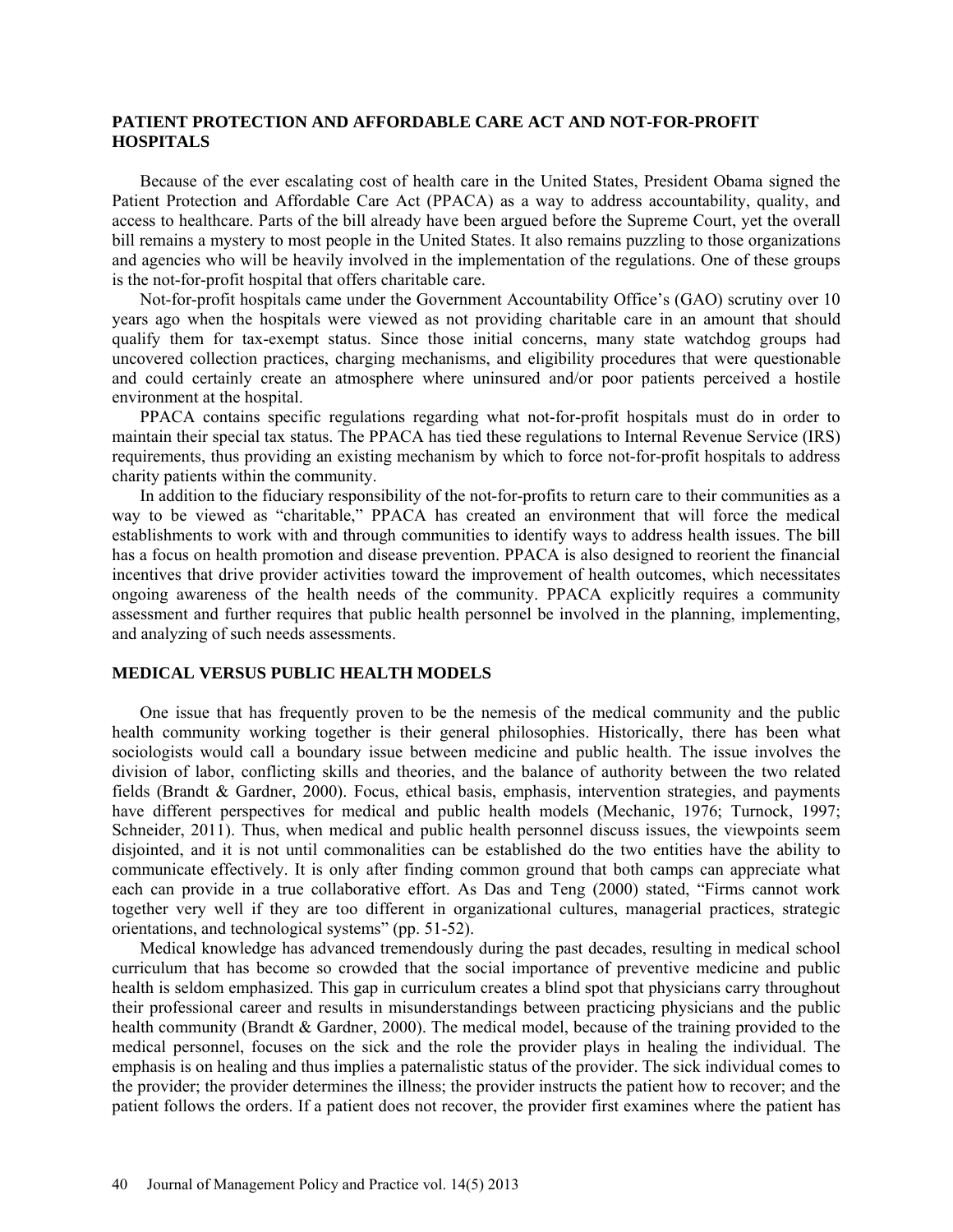## PATIENT PROTECTION AND AFFORDABLE CARE ACT AND NOT-FOR-PROFIT HOSPITALS

Because of the ever escalating cost of health care in the United States, President Obama signed the Patient Protection and Affordable Care Act (PPACA) as a way to address accountability, quality, and access to healthcare. Parts of the bill already have been argued before the Supreme Court, yet the overall bill remains a mystery to most people in the United States. It also remains puzzling to those organizations and agencies who will be heavily involved in the implementation of the regulations. One of these groups is the not-for-profit hospital that offers charitable care.

Not-for-profit hospitals came under the Government Accountability Office's (GAO) scrutiny over 10 years ago when the hospitals were viewed as not providing charitable care in an amount that should qualify them for tax-exempt status. Since those initial concerns, many state watchdog groups had uncovered collection practices, charging mechanisms, and eligibility procedures that were questionable and could certainly create an atmosphere where uninsured and/or poor patients perceived a hostile environment at the hospital.

PPACA contains specific regulations regarding what not-for-profit hospitals must do in order to maintain their special tax status. The PPACA has tied these regulations to Internal Revenue Service (IRS) requirements, thus providing an existing mechanism by which to force not-for-profit hospitals to address charity patients within the community.

In addition to the fiduciary responsibility of the not-for-profits to return care to their communities as a way to be viewed as "charitable," PPACA has created an environment that will force the medical establishments to work with and through communities to identify ways to address health issues. The bill has a focus on health promotion and disease prevention. PPACA is also designed to reorient the financial incentives that drive provider activities toward the improvement of health outcomes, which necessitates ongoing awareness of the health needs of the community. PPACA explicitly requires a community assessment and further requires that public health personnel be involved in the planning, implementing, and analyzing of such needs assessments.

## MEDICAL VERSUS PUBLIC HEALTH MODELS

One issue that has frequently proven to be the nemesis of the medical community and the public health community working together is their general philosophies. Historically, there has been what sociologists would call a boundary issue between medicine and public health. The issue involves the division of labor, conflicting skills and theories, and the balance of authority between the two related fields (Brandt & Gardner, 2000). Focus, ethical basis, emphasis, intervention strategies, and payments have different perspectives for medical and public health models (Mechanic, 1976; Turnock, 1997; Schneider, 2011). Thus, when medical and public health personnel discuss issues, the viewpoints seem disjointed, and it is not until commonalities can be established do the two entities have the ability to communicate effectively. It is only after finding common ground that both camps can appreciate what each can provide in a true collaborative effort. As Das and Teng (2000) stated, "Firms cannot work together very well if they are too different in organizational cultures, managerial practices, strategic orientations, and technological systems" (pp. 51-52).

Medical knowledge has advanced tremendously during the past decades, resulting in medical school curriculum that has become so crowded that the social importance of preventive medicine and public health is seldom emphasized. This gap in curriculum creates a blind spot that physicians carry throughout their professional career and results in misunderstandings between practicing physicians and the public health community (Brandt & Gardner, 2000). The medical model, because of the training provided to the medical personnel, focuses on the sick and the role the provider plays in healing the individual. The emphasis is on healing and thus implies a paternalistic status of the provider. The sick individual comes to the provider; the provider determines the illness; the provider instructs the patient how to recover; and the patient follows the orders. If a patient does not recover, the provider first examines where the patient has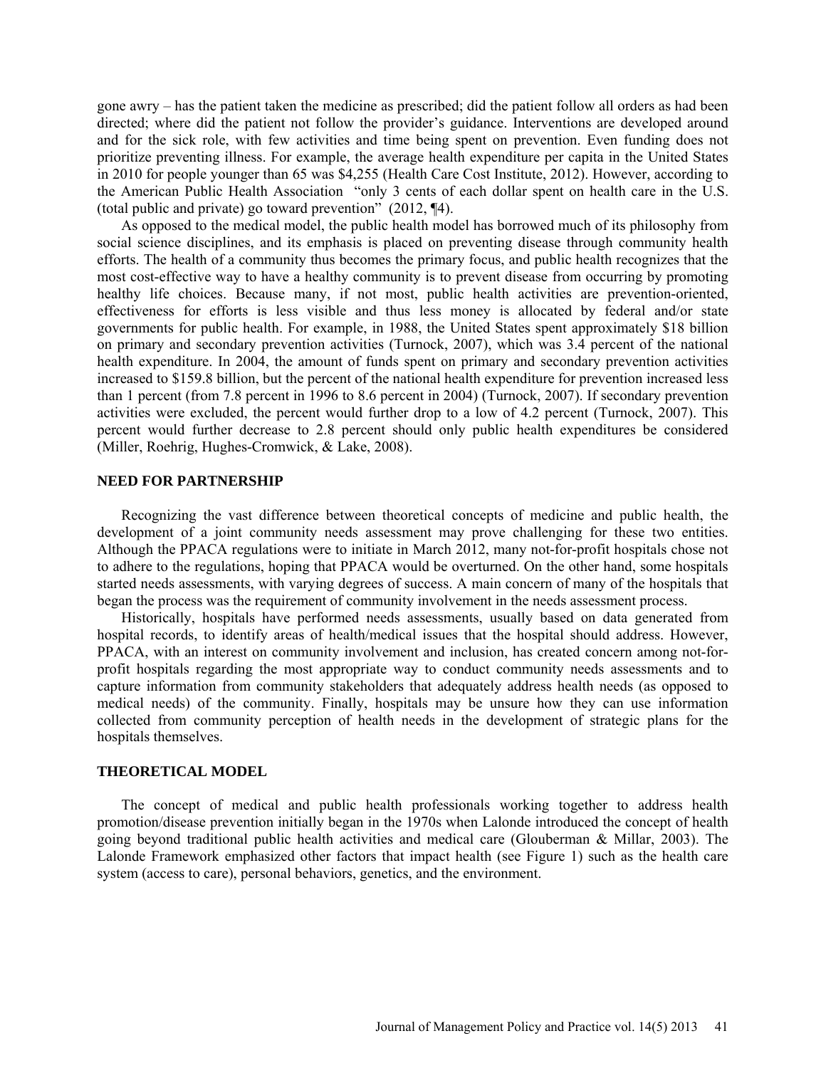gone awry – has the patient taken the medicine as prescribed; did the patient follow all orders as had been directed; where did the patient not follow the provider's guidance. Interventions are developed around and for the sick role, with few activities and time being spent on prevention. Even funding does not prioritize preventing illness. For example, the average health expenditure per capita in the United States in 2010 for people younger than 65 was $4,255 (Health Care Cost Institute, 2012). However, according to the American Public Health Association "only 3 cents of each dollar spent on health care in the U.S. (total public and private) go toward prevention" (2012, ¶4).

As opposed to the medical model, the public health model has borrowed much of its philosophy from social science disciplines, and its emphasis is placed on preventing disease through community health efforts. The health of a community thus becomes the primary focus, and public health recognizes that the most cost-effective way to have a healthy community is to prevent disease from occurring by promoting healthy life choices. Because many, if not most, public health activities are prevention-oriented, effectiveness for efforts is less visible and thus less money is allocated by federal and/or state governments for public health. For example, in 1988, the United States spent approximately $18 billion on primary and secondary prevention activities (Turnock, 2007), which was 3.4 percent of the national health expenditure. In 2004, the amount of funds spent on primary and secondary prevention activities increased to $159.8 billion, but the percent of the national health expenditure for prevention increased less than 1 percent (from 7.8 percent in 1996 to 8.6 percent in 2004) (Turnock, 2007). If secondary prevention activities were excluded, the percent would further drop to a low of 4.2 percent (Turnock, 2007). This percent would further decrease to 2.8 percent should only public health expenditures be considered (Miller, Roehrig, Hughes-Cromwick, & Lake, 2008).

## NEED FOR PARTNERSHIP

Recognizing the vast difference between theoretical concepts of medicine and public health, the development of a joint community needs assessment may prove challenging for these two entities. Although the PPACA regulations were to initiate in March 2012, many not-for-profit hospitals chose not to adhere to the regulations, hoping that PPACA would be overturned. On the other hand, some hospitals started needs assessments, with varying degrees of success. A main concern of many of the hospitals that began the process was the requirement of community involvement in the needs assessment process.

Historically, hospitals have performed needs assessments, usually based on data generated from hospital records, to identify areas of health/medical issues that the hospital should address. However, PPACA, with an interest on community involvement and inclusion, has created concern among not-for-profit hospitals regarding the most appropriate way to conduct community needs assessments and to capture information from community stakeholders that adequately address health needs (as opposed to medical needs) of the community. Finally, hospitals may be unsure how they can use information collected from community perception of health needs in the development of strategic plans for the hospitals themselves.

## THEORETICAL MODEL

The concept of medical and public health professionals working together to address health promotion/disease prevention initially began in the 1970s when Lalonde introduced the concept of health going beyond traditional public health activities and medical care (Glouberman & Millar, 2003). The Lalonde Framework emphasized other factors that impact health (see Figure 1) such as the health care system (access to care), personal behaviors, genetics, and the environment.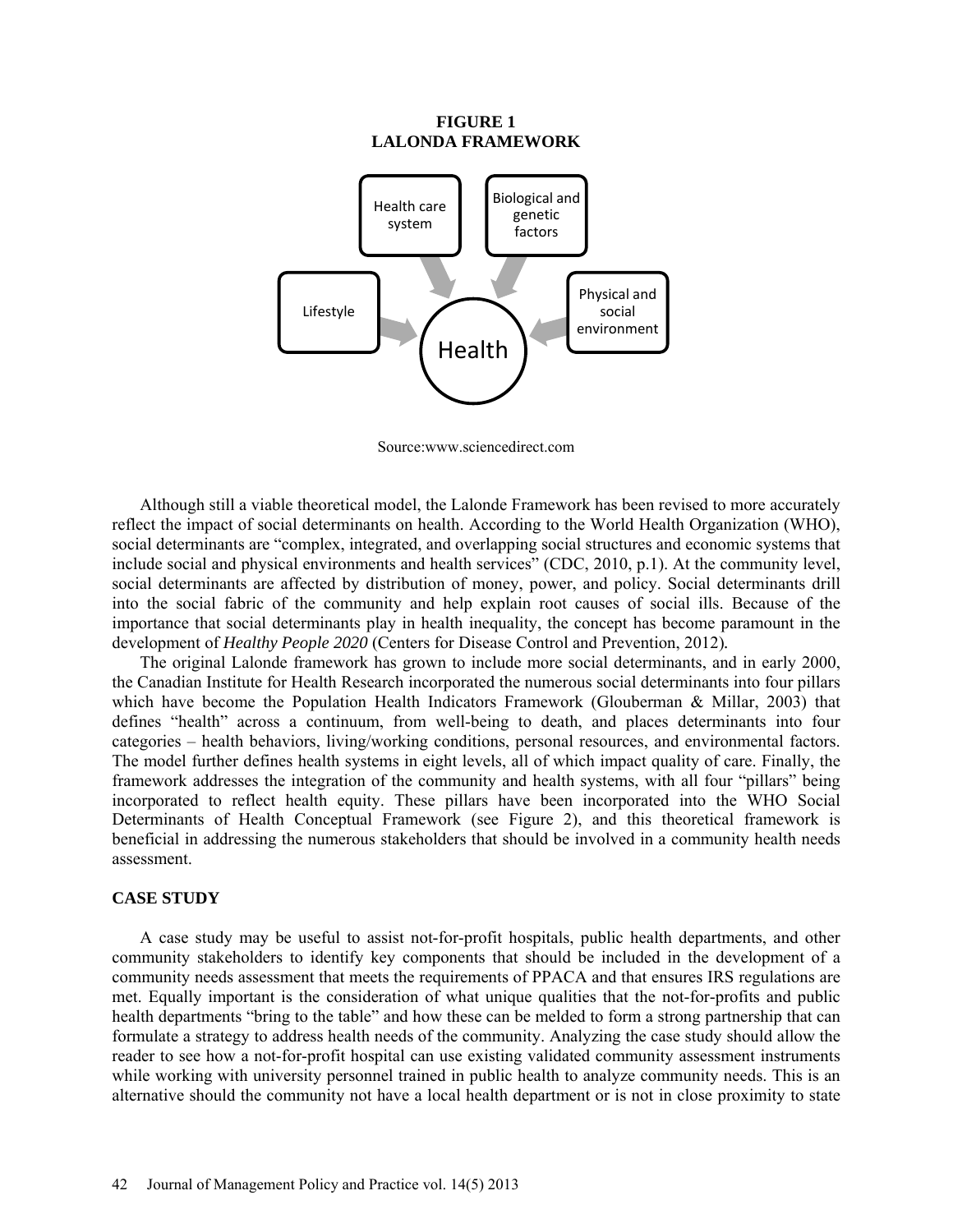**FIGURE 1**
**LALONDA FRAMEWORK**

Health care system

Biological and genetic factors

Lifestyle

Physical and social environment

Health

Source:www.sciencedirect.com

Although still a viable theoretical model, the Lalonde Framework has been revised to more accurately reflect the impact of social determinants on health. According to the World Health Organization (WHO), social determinants are "complex, integrated, and overlapping social structures and economic systems that include social and physical environments and health services" (CDC, 2010, p.1). At the community level, social determinants are affected by distribution of money, power, and policy. Social determinants drill into the social fabric of the community and help explain root causes of social ills. Because of the importance that social determinants play in health inequality, the concept has become paramount in the development of *Healthy People 2020* (Centers for Disease Control and Prevention, 2012).

The original Lalonde framework has grown to include more social determinants, and in early 2000, the Canadian Institute for Health Research incorporated the numerous social determinants into four pillars which have become the Population Health Indicators Framework (Glouberman & Millar, 2003) that defines "health" across a continuum, from well-being to death, and places determinants into four categories – health behaviors, living/working conditions, personal resources, and environmental factors. The model further defines health systems in eight levels, all of which impact quality of care. Finally, the framework addresses the integration of the community and health systems, with all four "pillars" being incorporated to reflect health equity. These pillars have been incorporated into the WHO Social Determinants of Health Conceptual Framework (see Figure 2), and this theoretical framework is beneficial in addressing the numerous stakeholders that should be involved in a community health needs assessment.

## CASE STUDY

A case study may be useful to assist not-for-profit hospitals, public health departments, and other community stakeholders to identify key components that should be included in the development of a community needs assessment that meets the requirements of PPACA and that ensures IRS regulations are met. Equally important is the consideration of what unique qualities that the not-for-profits and public health departments "bring to the table" and how these can be melded to form a strong partnership that can formulate a strategy to address health needs of the community. Analyzing the case study should allow the reader to see how a not-for-profit hospital can use existing validated community assessment instruments while working with university personnel trained in public health to analyze community needs. This is an alternative should the community not have a local health department or is not in close proximity to state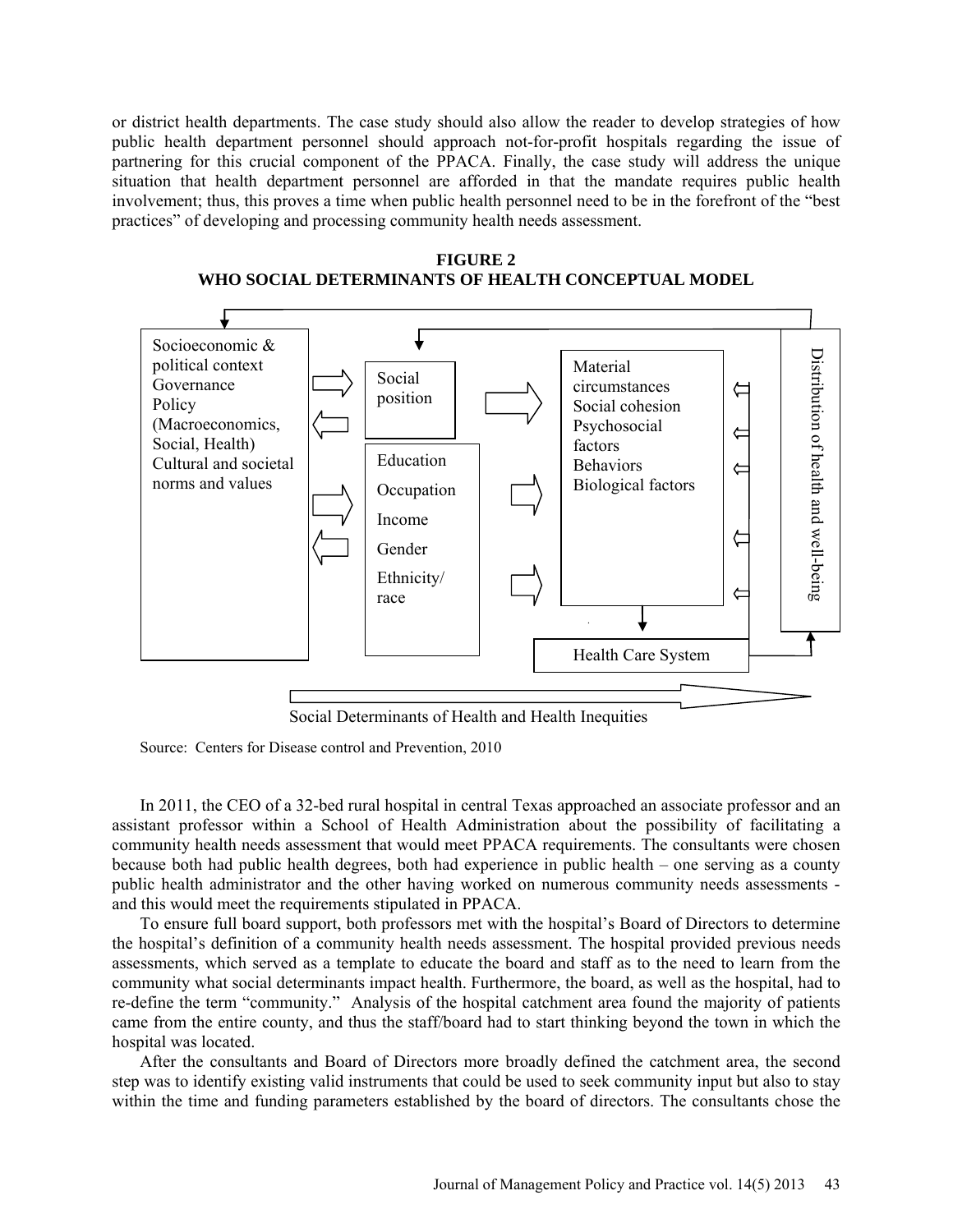or district health departments. The case study should also allow the reader to develop strategies of how public health department personnel should approach not-for-profit hospitals regarding the issue of partnering for this crucial component of the PPACA. Finally, the case study will address the unique situation that health department personnel are afforded in that the mandate requires public health involvement; thus, this proves a time when public health personnel need to be in the forefront of the "best practices" of developing and processing community health needs assessment.

**FIGURE 2**
**WHO SOCIAL DETERMINANTS OF HEALTH CONCEPTUAL MODEL**

Socioeconomic & political context
Governance
Policy (Macroeconomics, Social, Health)
Cultural and societal norms and values

Social position

Education
Occupation
Income
Gender
Ethnicity/race

Material circumstances
Social cohesion
Psychosocial factors
Behaviors
Biological factors

Health Care System

Distribution of health and well-being

Social Determinants of Health and Health Inequities

Source: Centers for Disease control and Prevention, 2010

In 2011, the CEO of a 32-bed rural hospital in central Texas approached an associate professor and an assistant professor within a School of Health Administration about the possibility of facilitating a community health needs assessment that would meet PPACA requirements. The consultants were chosen because both had public health degrees, both had experience in public health – one serving as a county public health administrator and the other having worked on numerous community needs assessments - and this would meet the requirements stipulated in PPACA.

To ensure full board support, both professors met with the hospital's Board of Directors to determine the hospital's definition of a community health needs assessment. The hospital provided previous needs assessments, which served as a template to educate the board and staff as to the need to learn from the community what social determinants impact health. Furthermore, the board, as well as the hospital, had to re-define the term "community." Analysis of the hospital catchment area found the majority of patients came from the entire county, and thus the staff/board had to start thinking beyond the town in which the hospital was located.

After the consultants and Board of Directors more broadly defined the catchment area, the second step was to identify existing valid instruments that could be used to seek community input but also to stay within the time and funding parameters established by the board of directors. The consultants chose the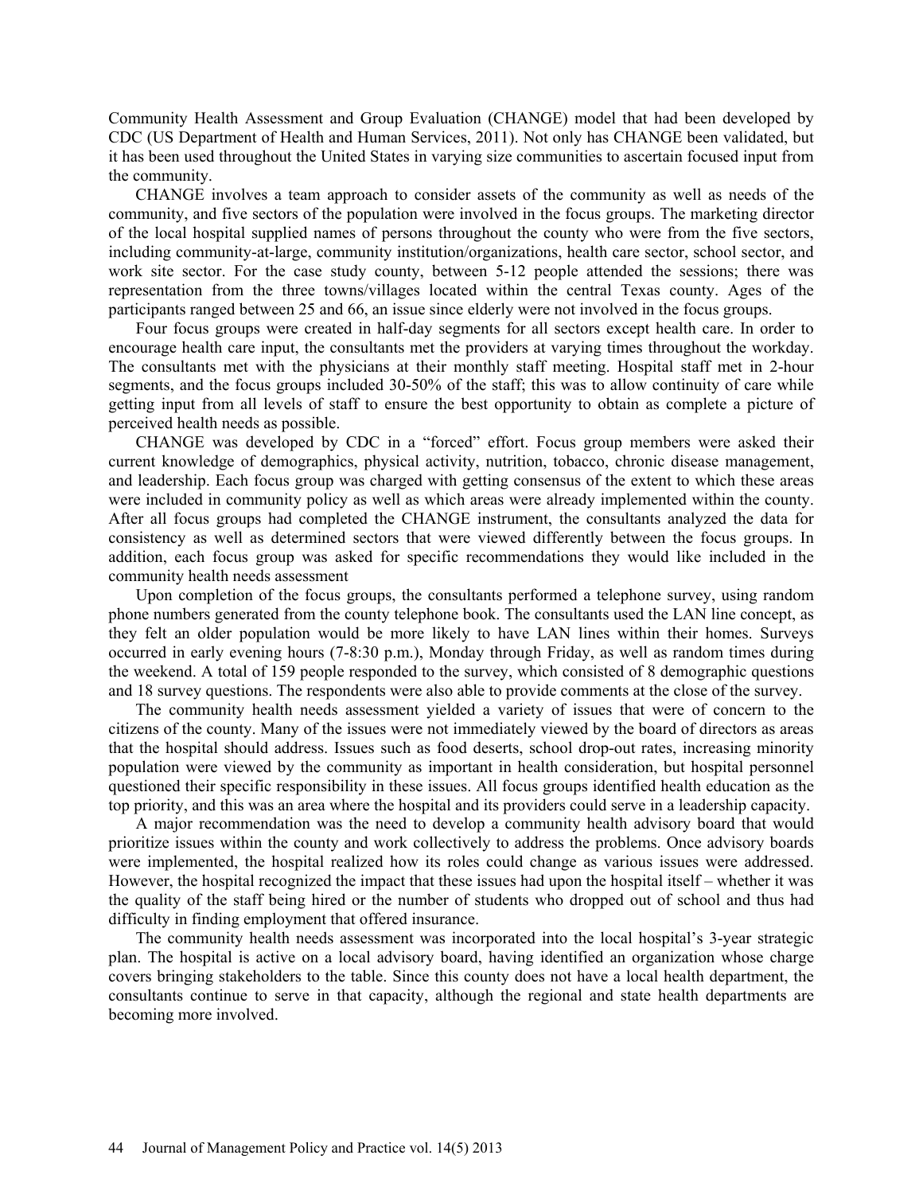Community Health Assessment and Group Evaluation (CHANGE) model that had been developed by CDC (US Department of Health and Human Services, 2011). Not only has CHANGE been validated, but it has been used throughout the United States in varying size communities to ascertain focused input from the community.

CHANGE involves a team approach to consider assets of the community as well as needs of the community, and five sectors of the population were involved in the focus groups. The marketing director of the local hospital supplied names of persons throughout the county who were from the five sectors, including community-at-large, community institution/organizations, health care sector, school sector, and work site sector. For the case study county, between 5-12 people attended the sessions; there was representation from the three towns/villages located within the central Texas county. Ages of the participants ranged between 25 and 66, an issue since elderly were not involved in the focus groups.

Four focus groups were created in half-day segments for all sectors except health care. In order to encourage health care input, the consultants met the providers at varying times throughout the workday. The consultants met with the physicians at their monthly staff meeting. Hospital staff met in 2-hour segments, and the focus groups included 30-50% of the staff; this was to allow continuity of care while getting input from all levels of staff to ensure the best opportunity to obtain as complete a picture of perceived health needs as possible.

CHANGE was developed by CDC in a "forced" effort. Focus group members were asked their current knowledge of demographics, physical activity, nutrition, tobacco, chronic disease management, and leadership. Each focus group was charged with getting consensus of the extent to which these areas were included in community policy as well as which areas were already implemented within the county. After all focus groups had completed the CHANGE instrument, the consultants analyzed the data for consistency as well as determined sectors that were viewed differently between the focus groups. In addition, each focus group was asked for specific recommendations they would like included in the community health needs assessment

Upon completion of the focus groups, the consultants performed a telephone survey, using random phone numbers generated from the county telephone book. The consultants used the LAN line concept, as they felt an older population would be more likely to have LAN lines within their homes. Surveys occurred in early evening hours (7-8:30 p.m.), Monday through Friday, as well as random times during the weekend. A total of 159 people responded to the survey, which consisted of 8 demographic questions and 18 survey questions. The respondents were also able to provide comments at the close of the survey.

The community health needs assessment yielded a variety of issues that were of concern to the citizens of the county. Many of the issues were not immediately viewed by the board of directors as areas that the hospital should address. Issues such as food deserts, school drop-out rates, increasing minority population were viewed by the community as important in health consideration, but hospital personnel questioned their specific responsibility in these issues. All focus groups identified health education as the top priority, and this was an area where the hospital and its providers could serve in a leadership capacity.

A major recommendation was the need to develop a community health advisory board that would prioritize issues within the county and work collectively to address the problems. Once advisory boards were implemented, the hospital realized how its roles could change as various issues were addressed. However, the hospital recognized the impact that these issues had upon the hospital itself – whether it was the quality of the staff being hired or the number of students who dropped out of school and thus had difficulty in finding employment that offered insurance.

The community health needs assessment was incorporated into the local hospital's 3-year strategic plan. The hospital is active on a local advisory board, having identified an organization whose charge covers bringing stakeholders to the table. Since this county does not have a local health department, the consultants continue to serve in that capacity, although the regional and state health departments are becoming more involved.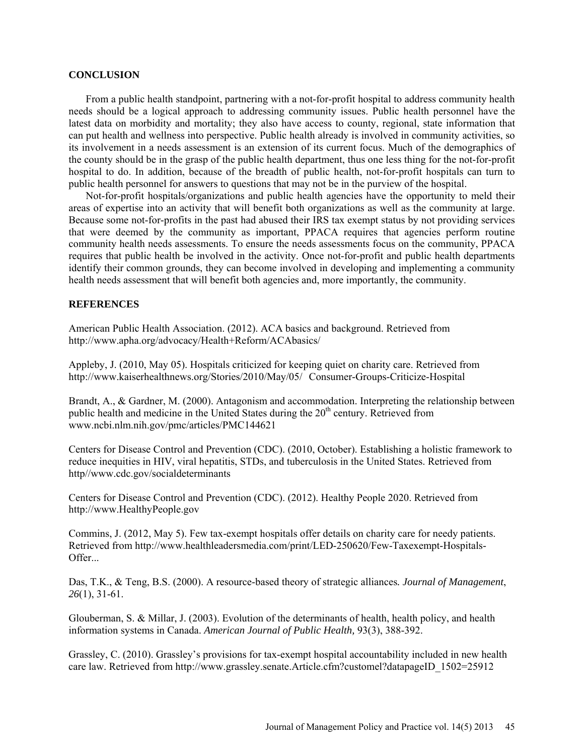## CONCLUSION

From a public health standpoint, partnering with a not-for-profit hospital to address community health needs should be a logical approach to addressing community issues. Public health personnel have the latest data on morbidity and mortality; they also have access to county, regional, state information that can put health and wellness into perspective. Public health already is involved in community activities, so its involvement in a needs assessment is an extension of its current focus. Much of the demographics of the county should be in the grasp of the public health department, thus one less thing for the not-for-profit hospital to do. In addition, because of the breadth of public health, not-for-profit hospitals can turn to public health personnel for answers to questions that may not be in the purview of the hospital.

Not-for-profit hospitals/organizations and public health agencies have the opportunity to meld their areas of expertise into an activity that will benefit both organizations as well as the community at large. Because some not-for-profits in the past had abused their IRS tax exempt status by not providing services that were deemed by the community as important, PPACA requires that agencies perform routine community health needs assessments. To ensure the needs assessments focus on the community, PPACA requires that public health be involved in the activity. Once not-for-profit and public health departments identify their common grounds, they can become involved in developing and implementing a community health needs assessment that will benefit both agencies and, more importantly, the community.

## REFERENCES

American Public Health Association. (2012). ACA basics and background. Retrieved from http://www.apha.org/advocacy/Health+Reform/ACAbasics/

Appleby, J. (2010, May 05). Hospitals criticized for keeping quiet on charity care. Retrieved from http://www.kaiserhealthnews.org/Stories/2010/May/05/ Consumer-Groups-Criticize-Hospital

Brandt, A., & Gardner, M. (2000). Antagonism and accommodation. Interpreting the relationship between public health and medicine in the United States during the 20th century. Retrieved from www.ncbi.nlm.nih.gov/pmc/articles/PMC144621

Centers for Disease Control and Prevention (CDC). (2010, October). Establishing a holistic framework to reduce inequities in HIV, viral hepatitis, STDs, and tuberculosis in the United States. Retrieved from http//www.cdc.gov/socialdeterminants

Centers for Disease Control and Prevention (CDC). (2012). Healthy People 2020. Retrieved from http://www.HealthyPeople.gov

Commins, J. (2012, May 5). Few tax-exempt hospitals offer details on charity care for needy patients. Retrieved from http://www.healthleadersmedia.com/print/LED-250620/Few-Taxexempt-Hospitals-Offer...

Das, T.K., & Teng, B.S. (2000). A resource-based theory of strategic alliances. *Journal of Management*, *26*(1), 31-61.

Glouberman, S. & Millar, J. (2003). Evolution of the determinants of health, health policy, and health information systems in Canada. *American Journal of Public Health,* 93(3), 388-392.

Grassley, C. (2010). Grassley's provisions for tax-exempt hospital accountability included in new health care law. Retrieved from http://www.grassley.senate.Article.cfm?customel?datapageID_1502=25912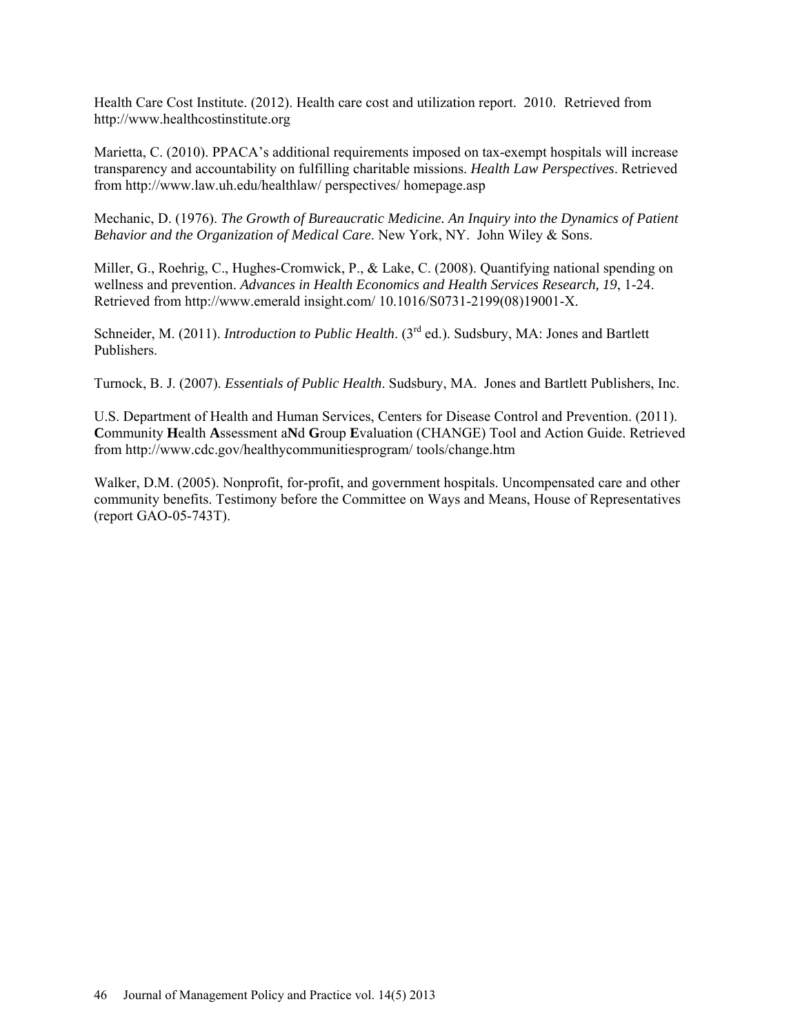Health Care Cost Institute. (2012). Health care cost and utilization report. 2010. Retrieved from http://www.healthcostinstitute.org

Marietta, C. (2010). PPACA's additional requirements imposed on tax-exempt hospitals will increase transparency and accountability on fulfilling charitable missions. *Health Law Perspectives*. Retrieved from http://www.law.uh.edu/healthlaw/ perspectives/ homepage.asp

Mechanic, D. (1976). *The Growth of Bureaucratic Medicine. An Inquiry into the Dynamics of Patient Behavior and the Organization of Medical Care*. New York, NY. John Wiley & Sons.

Miller, G., Roehrig, C., Hughes-Cromwick, P., & Lake, C. (2008). Quantifying national spending on wellness and prevention. *Advances in Health Economics and Health Services Research, 19*, 1-24. Retrieved from http://www.emerald insight.com/ 10.1016/S0731-2199(08)19001-X.

Schneider, M. (2011). *Introduction to Public Health*. (3rd ed.). Sudsbury, MA: Jones and Bartlett Publishers.

Turnock, B. J. (2007). *Essentials of Public Health*. Sudsbury, MA. Jones and Bartlett Publishers, Inc.

U.S. Department of Health and Human Services, Centers for Disease Control and Prevention. (2011). **C**ommunity **H**ealth **A**ssessment a**N**d **G**roup **E**valuation (CHANGE) Tool and Action Guide. Retrieved from http://www.cdc.gov/healthycommunitiesprogram/ tools/change.htm

Walker, D.M. (2005). Nonprofit, for-profit, and government hospitals. Uncompensated care and other community benefits. Testimony before the Committee on Ways and Means, House of Representatives (report GAO-05-743T).